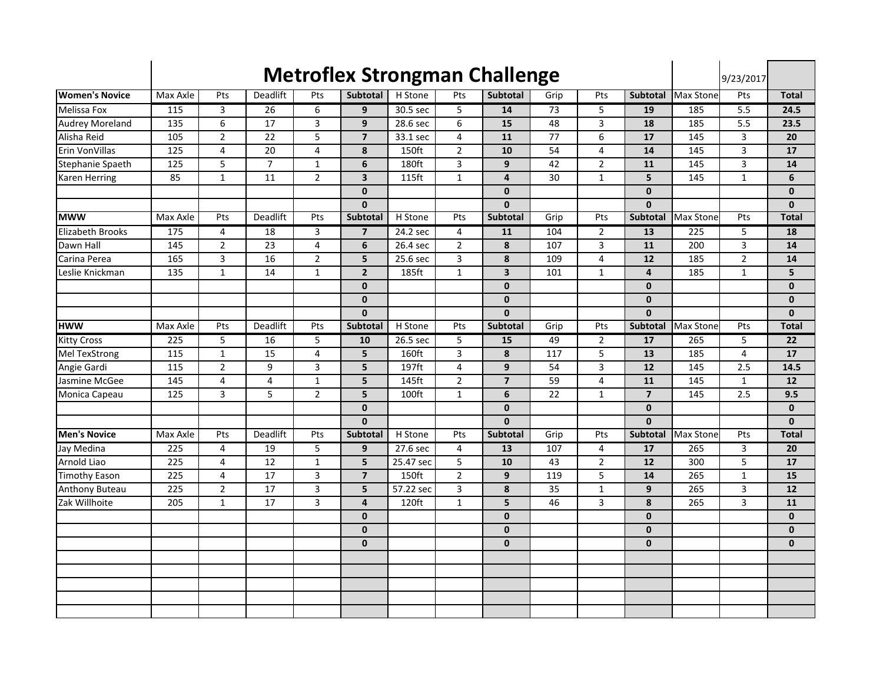# Metroflex Strongman Challenge

9/23/2017

| Women's Novice | Max Axle | Pts | Deadlift | Pts | Subtotal | H Stone | Pts | Subtotal | Grip | Pts | Subtotal | Max Stone | Pts | Total |
|---|---|---|---|---|---|---|---|---|---|---|---|---|---|---|
| Melissa Fox | 115 | 3 | 26 | 6 | **9** | 30.5 sec | 5 | **14** | 73 | 5 | **19** | 185 | 5.5 | **24.5** |
| Audrey Moreland | 135 | 6 | 17 | 3 | **9** | 28.6 sec | 6 | **15** | 48 | 3 | **18** | 185 | 5.5 | **23.5** |
| Alisha Reid | 105 | 2 | 22 | 5 | **7** | 33.1 sec | 4 | **11** | 77 | 6 | **17** | 145 | 3 | **20** |
| Erin VonVillas | 125 | 4 | 20 | 4 | **8** | 150ft | 2 | **10** | 54 | 4 | **14** | 145 | 3 | **17** |
| Stephanie Spaeth | 125 | 5 | 7 | 1 | **6** | 180ft | 3 | **9** | 42 | 2 | **11** | 145 | 3 | **14** |
| Karen Herring | 85 | 1 | 11 | 2 | **3** | 115ft | 1 | **4** | 30 | 1 | **5** | 145 | 1 | **6** |
| | | | | | **0** | | | **0** | | | **0** | | | **0** |
| | | | | | **0** | | | **0** | | | **0** | | | **0** |
| **MWW** | Max Axle | Pts | Deadlift | Pts | **Subtotal** | H Stone | Pts | **Subtotal** | Grip | Pts | **Subtotal** | Max Stone | Pts | **Total** |
| Elizabeth Brooks | 175 | 4 | 18 | 3 | **7** | 24.2 sec | 4 | **11** | 104 | 2 | **13** | 225 | 5 | **18** |
| Dawn Hall | 145 | 2 | 23 | 4 | **6** | 26.4 sec | 2 | **8** | 107 | 3 | **11** | 200 | 3 | **14** |
| Carina Perea | 165 | 3 | 16 | 2 | **5** | 25.6 sec | 3 | **8** | 109 | 4 | **12** | 185 | 2 | **14** |
| Leslie Knickman | 135 | 1 | 14 | 1 | **2** | 185ft | 1 | **3** | 101 | 1 | **4** | 185 | 1 | **5** |
| | | | | | **0** | | | **0** | | | **0** | | | **0** |
| | | | | | **0** | | | **0** | | | **0** | | | **0** |
| | | | | | **0** | | | **0** | | | **0** | | | **0** |
| **HWW** | Max Axle | Pts | Deadlift | Pts | **Subtotal** | H Stone | Pts | **Subtotal** | Grip | Pts | **Subtotal** | Max Stone | Pts | **Total** |
| Kitty Cross | 225 | 5 | 16 | 5 | **10** | 26.5 sec | 5 | **15** | 49 | 2 | **17** | 265 | 5 | **22** |
| Mel TexStrong | 115 | 1 | 15 | 4 | **5** | 160ft | 3 | **8** | 117 | 5 | **13** | 185 | 4 | **17** |
| Angie Gardi | 115 | 2 | 9 | 3 | **5** | 197ft | 4 | **9** | 54 | 3 | **12** | 145 | 2.5 | **14.5** |
| Jasmine McGee | 145 | 4 | 4 | 1 | **5** | 145ft | 2 | **7** | 59 | 4 | **11** | 145 | 1 | **12** |
| Monica Capeau | 125 | 3 | 5 | 2 | **5** | 100ft | 1 | **6** | 22 | 1 | **7** | 145 | 2.5 | **9.5** |
| | | | | | **0** | | | **0** | | | **0** | | | **0** |
| | | | | | **0** | | | **0** | | | **0** | | | **0** |
| **Men's Novice** | Max Axle | Pts | Deadlift | Pts | **Subtotal** | H Stone | Pts | **Subtotal** | Grip | Pts | **Subtotal** | Max Stone | Pts | **Total** |
| Jay Medina | 225 | 4 | 19 | 5 | **9** | 27.6 sec | 4 | **13** | 107 | 4 | **17** | 265 | 3 | **20** |
| Arnold Liao | 225 | 4 | 12 | 1 | **5** | 25.47 sec | 5 | **10** | 43 | 2 | **12** | 300 | 5 | **17** |
| Timothy Eason | 225 | 4 | 17 | 3 | **7** | 150ft | 2 | **9** | 119 | 5 | **14** | 265 | 1 | **15** |
| Anthony Buteau | 225 | 2 | 17 | 3 | **5** | 57.22 sec | 3 | **8** | 35 | 1 | **9** | 265 | 3 | **12** |
| Zak Willhoite | 205 | 1 | 17 | 3 | **4** | 120ft | 1 | **5** | 46 | 3 | **8** | 265 | 3 | **11** |
| | | | | | **0** | | | **0** | | | **0** | | | **0** |
| | | | | | **0** | | | **0** | | | **0** | | | **0** |
| | | | | | **0** | | | **0** | | | **0** | | | **0** |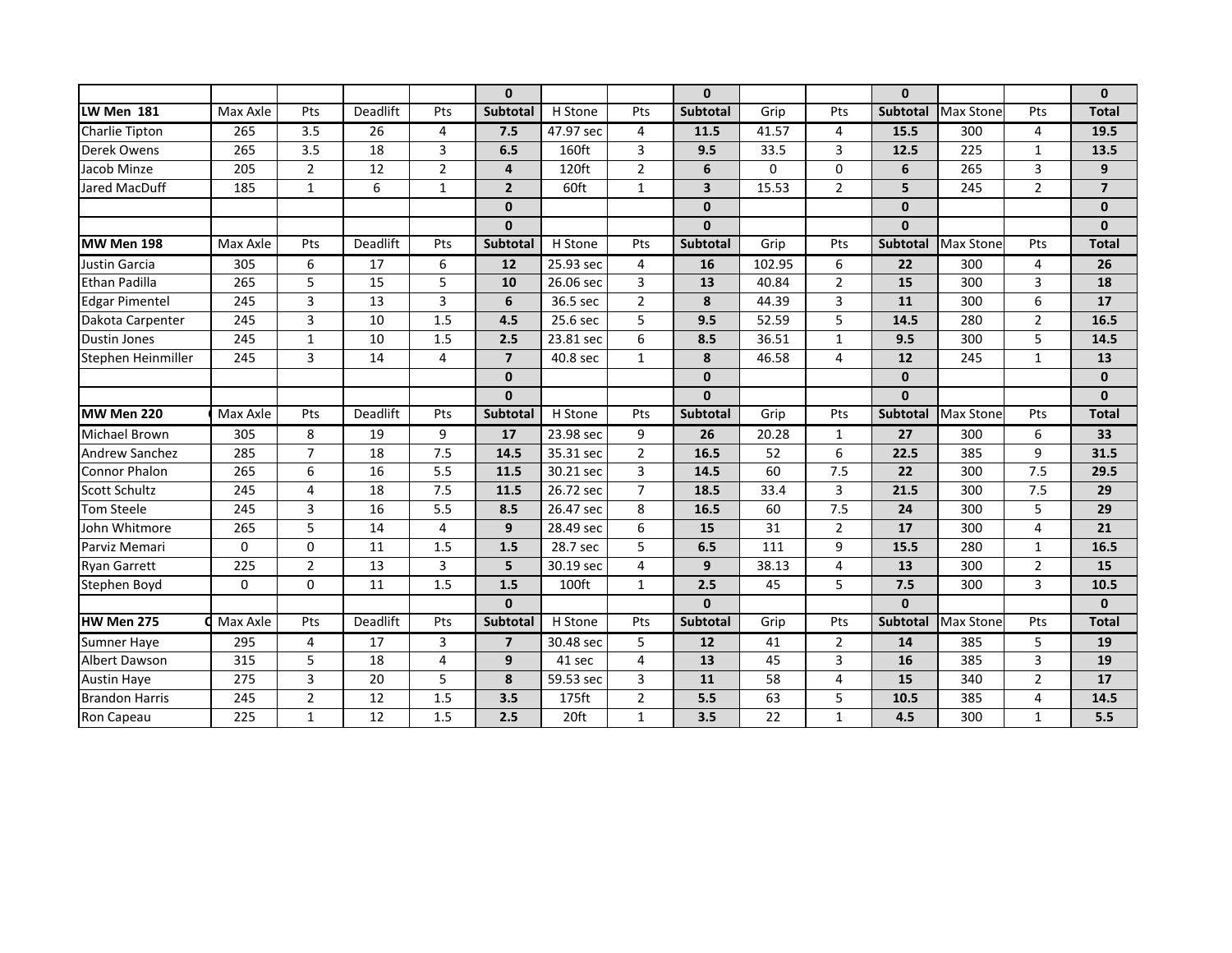| | | | | | | | | | | | | | | |
|---|---|---|---|---|---|---|---|---|---|---|---|---|---|---|
| | | | | | **0** | | | **0** | | | **0** | | | **0** |
| **LW Men 181** | Max Axle | Pts | Deadlift | Pts | **Subtotal** | H Stone | Pts | **Subtotal** | Grip | Pts | **Subtotal** | Max Stone | Pts | **Total** |
| Charlie Tipton | 265 | 3.5 | 26 | 4 | **7.5** | 47.97 sec | 4 | **11.5** | 41.57 | 4 | **15.5** | 300 | 4 | **19.5** |
| Derek Owens | 265 | 3.5 | 18 | 3 | **6.5** | 160ft | 3 | **9.5** | 33.5 | 3 | **12.5** | 225 | 1 | **13.5** |
| Jacob Minze | 205 | 2 | 12 | 2 | **4** | 120ft | 2 | **6** | 0 | 0 | **6** | 265 | 3 | **9** |
| Jared MacDuff | 185 | 1 | 6 | 1 | **2** | 60ft | 1 | **3** | 15.53 | 2 | **5** | 245 | 2 | **7** |
| | | | | | **0** | | | **0** | | | **0** | | | **0** |
| | | | | | **0** | | | **0** | | | **0** | | | **0** |
| **MW Men 198** | Max Axle | Pts | Deadlift | Pts | **Subtotal** | H Stone | Pts | **Subtotal** | Grip | Pts | **Subtotal** | Max Stone | Pts | **Total** |
| Justin Garcia | 305 | 6 | 17 | 6 | **12** | 25.93 sec | 4 | **16** | 102.95 | 6 | **22** | 300 | 4 | **26** |
| Ethan Padilla | 265 | 5 | 15 | 5 | **10** | 26.06 sec | 3 | **13** | 40.84 | 2 | **15** | 300 | 3 | **18** |
| Edgar Pimentel | 245 | 3 | 13 | 3 | **6** | 36.5 sec | 2 | **8** | 44.39 | 3 | **11** | 300 | 6 | **17** |
| Dakota Carpenter | 245 | 3 | 10 | 1.5 | **4.5** | 25.6 sec | 5 | **9.5** | 52.59 | 5 | **14.5** | 280 | 2 | **16.5** |
| Dustin Jones | 245 | 1 | 10 | 1.5 | **2.5** | 23.81 sec | 6 | **8.5** | 36.51 | 1 | **9.5** | 300 | 5 | **14.5** |
| Stephen Heinmiller | 245 | 3 | 14 | 4 | **7** | 40.8 sec | 1 | **8** | 46.58 | 4 | **12** | 245 | 1 | **13** |
| | | | | | **0** | | | **0** | | | **0** | | | **0** |
| | | | | | **0** | | | **0** | | | **0** | | | **0** |
| **MW Men 220** | Max Axle | Pts | Deadlift | Pts | **Subtotal** | H Stone | Pts | **Subtotal** | Grip | Pts | **Subtotal** | Max Stone | Pts | **Total** |
| Michael Brown | 305 | 8 | 19 | 9 | **17** | 23.98 sec | 9 | **26** | 20.28 | 1 | **27** | 300 | 6 | **33** |
| Andrew Sanchez | 285 | 7 | 18 | 7.5 | **14.5** | 35.31 sec | 2 | **16.5** | 52 | 6 | **22.5** | 385 | 9 | **31.5** |
| Connor Phalon | 265 | 6 | 16 | 5.5 | **11.5** | 30.21 sec | 3 | **14.5** | 60 | 7.5 | **22** | 300 | 7.5 | **29.5** |
| Scott Schultz | 245 | 4 | 18 | 7.5 | **11.5** | 26.72 sec | 7 | **18.5** | 33.4 | 3 | **21.5** | 300 | 7.5 | **29** |
| Tom Steele | 245 | 3 | 16 | 5.5 | **8.5** | 26.47 sec | 8 | **16.5** | 60 | 7.5 | **24** | 300 | 5 | **29** |
| John Whitmore | 265 | 5 | 14 | 4 | **9** | 28.49 sec | 6 | **15** | 31 | 2 | **17** | 300 | 4 | **21** |
| Parviz Memari | 0 | 0 | 11 | 1.5 | **1.5** | 28.7 sec | 5 | **6.5** | 111 | 9 | **15.5** | 280 | 1 | **16.5** |
| Ryan Garrett | 225 | 2 | 13 | 3 | **5** | 30.19 sec | 4 | **9** | 38.13 | 4 | **13** | 300 | 2 | **15** |
| Stephen Boyd | 0 | 0 | 11 | 1.5 | **1.5** | 100ft | 1 | **2.5** | 45 | 5 | **7.5** | 300 | 3 | **10.5** |
| | | | | | **0** | | | **0** | | | **0** | | | **0** |
| **HW Men 275** | Max Axle | Pts | Deadlift | Pts | **Subtotal** | H Stone | Pts | **Subtotal** | Grip | Pts | **Subtotal** | Max Stone | Pts | **Total** |
| Sumner Haye | 295 | 4 | 17 | 3 | **7** | 30.48 sec | 5 | **12** | 41 | 2 | **14** | 385 | 5 | **19** |
| Albert Dawson | 315 | 5 | 18 | 4 | **9** | 41 sec | 4 | **13** | 45 | 3 | **16** | 385 | 3 | **19** |
| Austin Haye | 275 | 3 | 20 | 5 | **8** | 59.53 sec | 3 | **11** | 58 | 4 | **15** | 340 | 2 | **17** |
| Brandon Harris | 245 | 2 | 12 | 1.5 | **3.5** | 175ft | 2 | **5.5** | 63 | 5 | **10.5** | 385 | 4 | **14.5** |
| Ron Capeau | 225 | 1 | 12 | 1.5 | **2.5** | 20ft | 1 | **3.5** | 22 | 1 | **4.5** | 300 | 1 | **5.5** |